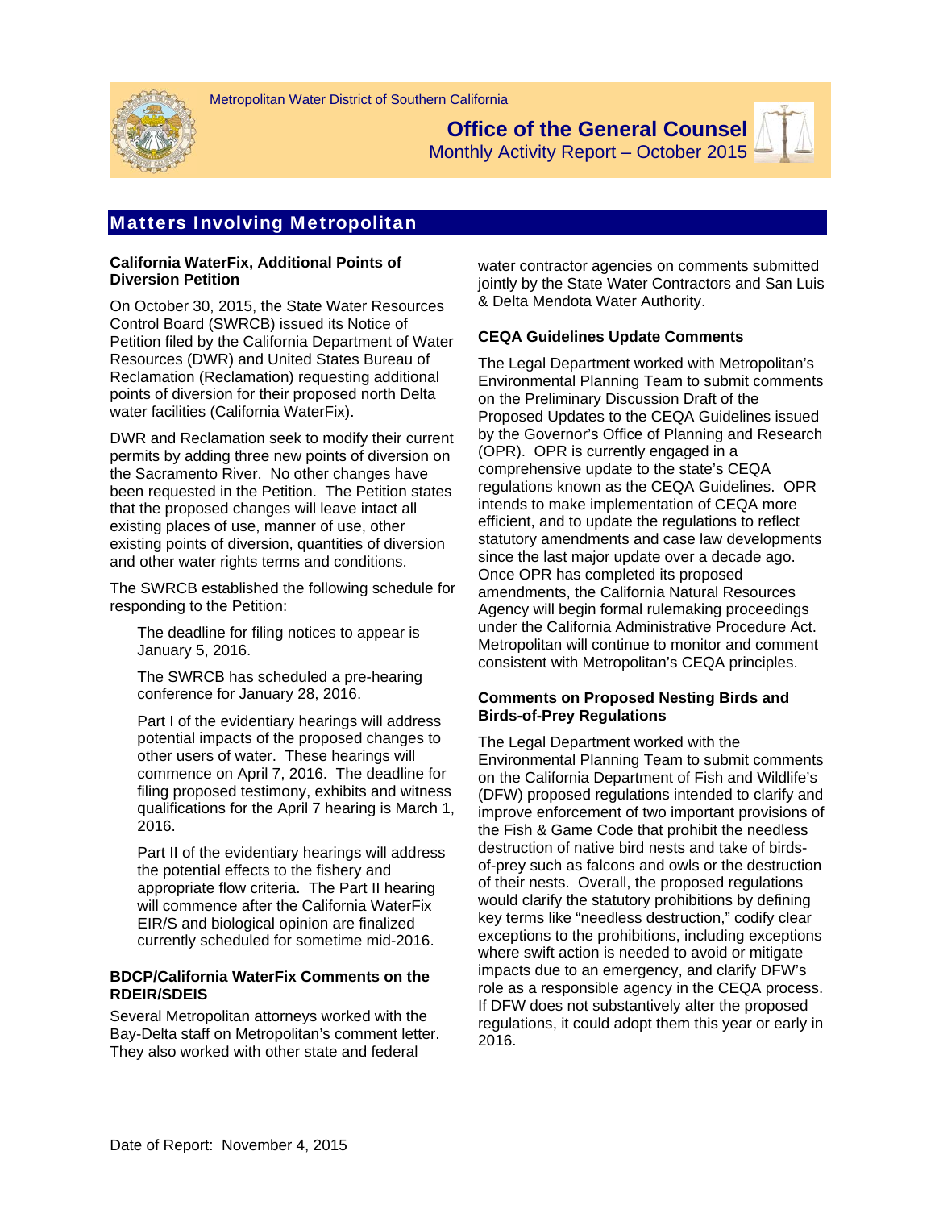Metropolitan Water District of Southern California

# Office of the General Counsel

Monthly Activity Report – October 2015

## Matters Involving Metropolitan

### California WaterFix, Additional Points of Diversion Petition

On October 30, 2015, the State Water Resources Control Board (SWRCB) issued its Notice of Petition filed by the California Department of Water Resources (DWR) and United States Bureau of Reclamation (Reclamation) requesting additional points of diversion for their proposed north Delta water facilities (California WaterFix).

DWR and Reclamation seek to modify their current permits by adding three new points of diversion on the Sacramento River. No other changes have been requested in the Petition. The Petition states that the proposed changes will leave intact all existing places of use, manner of use, other existing points of diversion, quantities of diversion and other water rights terms and conditions.

The SWRCB established the following schedule for responding to the Petition:

> The deadline for filing notices to appear is January 5, 2016.
>
> The SWRCB has scheduled a pre-hearing conference for January 28, 2016.
>
> Part I of the evidentiary hearings will address potential impacts of the proposed changes to other users of water. These hearings will commence on April 7, 2016. The deadline for filing proposed testimony, exhibits and witness qualifications for the April 7 hearing is March 1, 2016.
>
> Part II of the evidentiary hearings will address the potential effects to the fishery and appropriate flow criteria. The Part II hearing will commence after the California WaterFix EIR/S and biological opinion are finalized currently scheduled for sometime mid-2016.

### BDCP/California WaterFix Comments on the RDEIR/SDEIS

Several Metropolitan attorneys worked with the Bay-Delta staff on Metropolitan's comment letter. They also worked with other state and federal water contractor agencies on comments submitted jointly by the State Water Contractors and San Luis & Delta Mendota Water Authority.

### CEQA Guidelines Update Comments

The Legal Department worked with Metropolitan's Environmental Planning Team to submit comments on the Preliminary Discussion Draft of the Proposed Updates to the CEQA Guidelines issued by the Governor's Office of Planning and Research (OPR). OPR is currently engaged in a comprehensive update to the state's CEQA regulations known as the CEQA Guidelines. OPR intends to make implementation of CEQA more efficient, and to update the regulations to reflect statutory amendments and case law developments since the last major update over a decade ago. Once OPR has completed its proposed amendments, the California Natural Resources Agency will begin formal rulemaking proceedings under the California Administrative Procedure Act. Metropolitan will continue to monitor and comment consistent with Metropolitan's CEQA principles.

### Comments on Proposed Nesting Birds and Birds-of-Prey Regulations

The Legal Department worked with the Environmental Planning Team to submit comments on the California Department of Fish and Wildlife's (DFW) proposed regulations intended to clarify and improve enforcement of two important provisions of the Fish & Game Code that prohibit the needless destruction of native bird nests and take of birds-of-prey such as falcons and owls or the destruction of their nests. Overall, the proposed regulations would clarify the statutory prohibitions by defining key terms like "needless destruction," codify clear exceptions to the prohibitions, including exceptions where swift action is needed to avoid or mitigate impacts due to an emergency, and clarify DFW's role as a responsible agency in the CEQA process. If DFW does not substantively alter the proposed regulations, it could adopt them this year or early in 2016.

Date of Report: November 4, 2015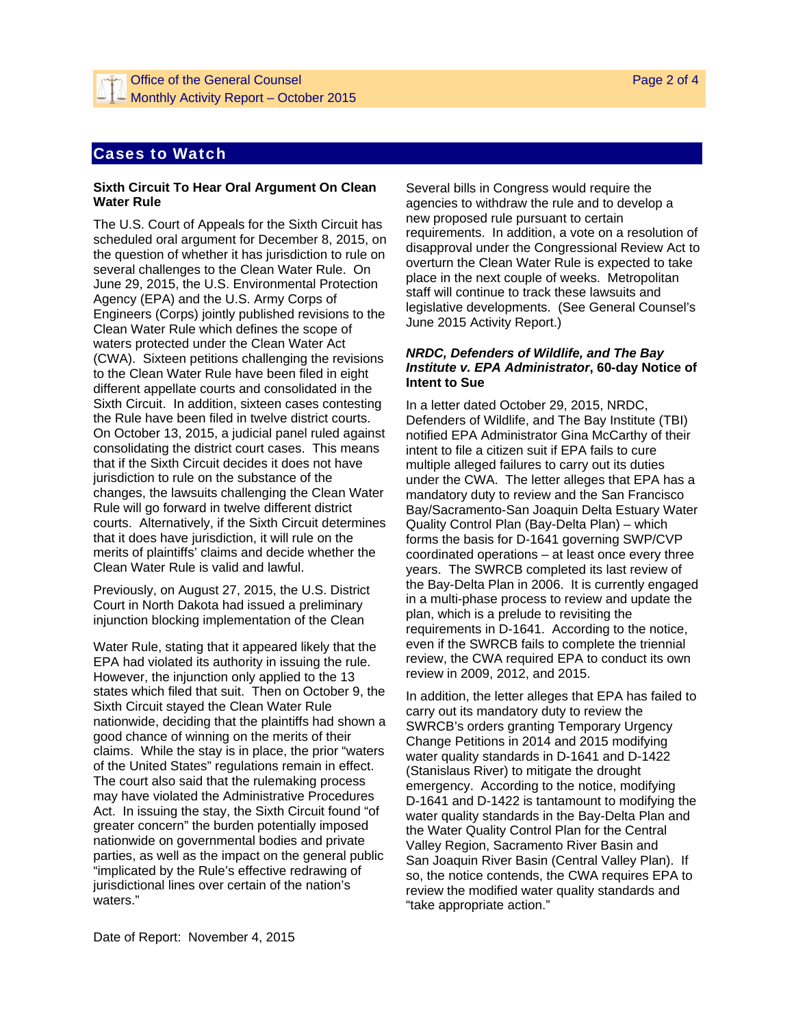## Cases to Watch

**Sixth Circuit To Hear Oral Argument On Clean Water Rule**

The U.S. Court of Appeals for the Sixth Circuit has scheduled oral argument for December 8, 2015, on the question of whether it has jurisdiction to rule on several challenges to the Clean Water Rule. On June 29, 2015, the U.S. Environmental Protection Agency (EPA) and the U.S. Army Corps of Engineers (Corps) jointly published revisions to the Clean Water Rule which defines the scope of waters protected under the Clean Water Act (CWA). Sixteen petitions challenging the revisions to the Clean Water Rule have been filed in eight different appellate courts and consolidated in the Sixth Circuit. In addition, sixteen cases contesting the Rule have been filed in twelve district courts. On October 13, 2015, a judicial panel ruled against consolidating the district court cases. This means that if the Sixth Circuit decides it does not have jurisdiction to rule on the substance of the changes, the lawsuits challenging the Clean Water Rule will go forward in twelve different district courts. Alternatively, if the Sixth Circuit determines that it does have jurisdiction, it will rule on the merits of plaintiffs' claims and decide whether the Clean Water Rule is valid and lawful.

Previously, on August 27, 2015, the U.S. District Court in North Dakota had issued a preliminary injunction blocking implementation of the Clean Water Rule, stating that it appeared likely that the EPA had violated its authority in issuing the rule. However, the injunction only applied to the 13 states which filed that suit. Then on October 9, the Sixth Circuit stayed the Clean Water Rule nationwide, deciding that the plaintiffs had shown a good chance of winning on the merits of their claims. While the stay is in place, the prior "waters of the United States" regulations remain in effect. The court also said that the rulemaking process may have violated the Administrative Procedures Act. In issuing the stay, the Sixth Circuit found "of greater concern" the burden potentially imposed nationwide on governmental bodies and private parties, as well as the impact on the general public "implicated by the Rule's effective redrawing of jurisdictional lines over certain of the nation's waters."

Several bills in Congress would require the agencies to withdraw the rule and to develop a new proposed rule pursuant to certain requirements. In addition, a vote on a resolution of disapproval under the Congressional Review Act to overturn the Clean Water Rule is expected to take place in the next couple of weeks. Metropolitan staff will continue to track these lawsuits and legislative developments. (See General Counsel's June 2015 Activity Report.)

***NRDC, Defenders of Wildlife, and The Bay Institute v. EPA Administrator*, 60-day Notice of Intent to Sue**

In a letter dated October 29, 2015, NRDC, Defenders of Wildlife, and The Bay Institute (TBI) notified EPA Administrator Gina McCarthy of their intent to file a citizen suit if EPA fails to cure multiple alleged failures to carry out its duties under the CWA. The letter alleges that EPA has a mandatory duty to review and the San Francisco Bay/Sacramento-San Joaquin Delta Estuary Water Quality Control Plan (Bay-Delta Plan) – which forms the basis for D-1641 governing SWP/CVP coordinated operations – at least once every three years. The SWRCB completed its last review of the Bay-Delta Plan in 2006. It is currently engaged in a multi-phase process to review and update the plan, which is a prelude to revisiting the requirements in D-1641. According to the notice, even if the SWRCB fails to complete the triennial review, the CWA required EPA to conduct its own review in 2009, 2012, and 2015.

In addition, the letter alleges that EPA has failed to carry out its mandatory duty to review the SWRCB's orders granting Temporary Urgency Change Petitions in 2014 and 2015 modifying water quality standards in D-1641 and D-1422 (Stanislaus River) to mitigate the drought emergency. According to the notice, modifying D-1641 and D-1422 is tantamount to modifying the water quality standards in the Bay-Delta Plan and the Water Quality Control Plan for the Central Valley Region, Sacramento River Basin and San Joaquin River Basin (Central Valley Plan). If so, the notice contends, the CWA requires EPA to review the modified water quality standards and "take appropriate action."

Date of Report: November 4, 2015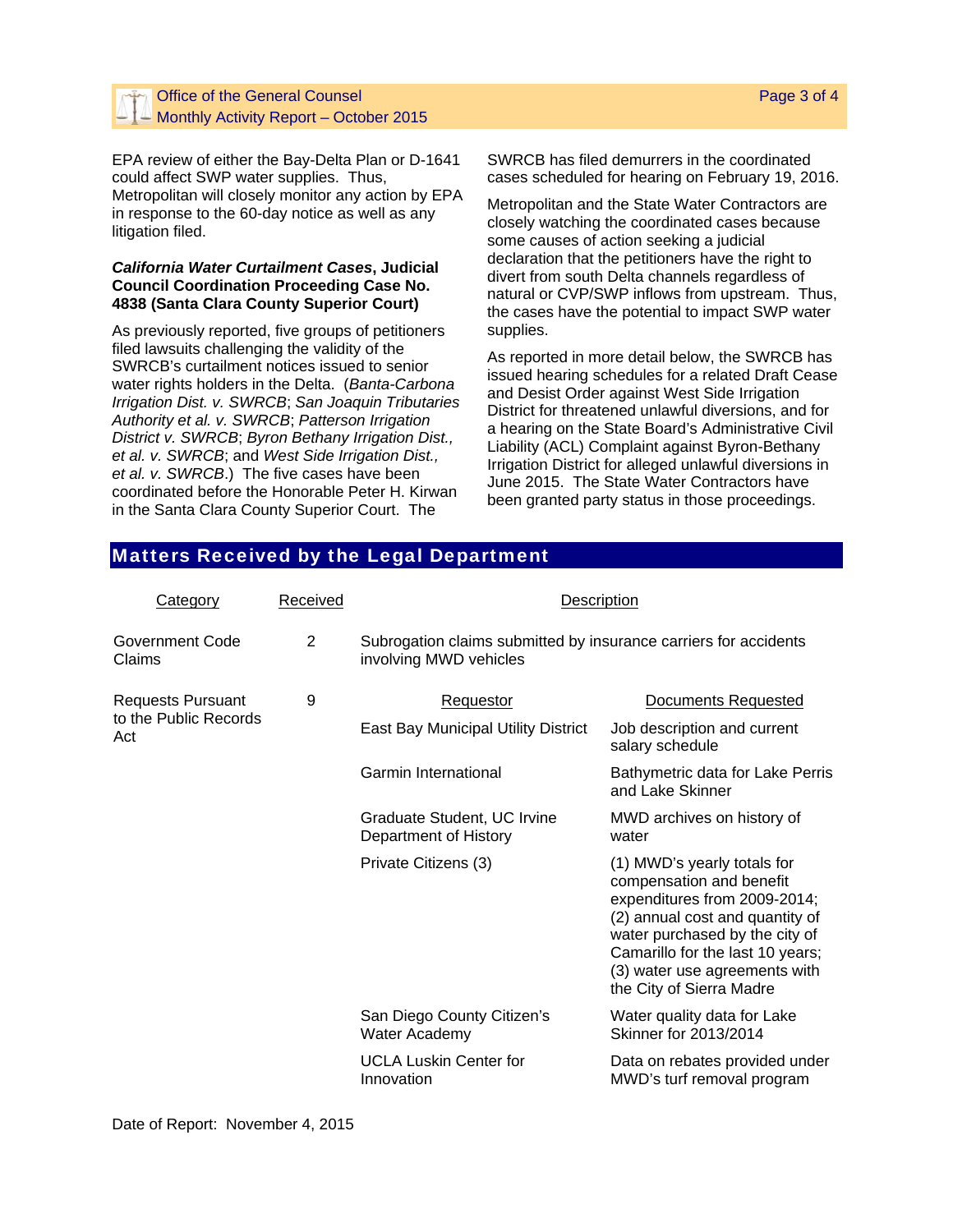EPA review of either the Bay-Delta Plan or D-1641 could affect SWP water supplies. Thus, Metropolitan will closely monitor any action by EPA in response to the 60-day notice as well as any litigation filed.

***California Water Curtailment Cases*, Judicial Council Coordination Proceeding Case No. 4838 (Santa Clara County Superior Court)**

As previously reported, five groups of petitioners filed lawsuits challenging the validity of the SWRCB's curtailment notices issued to senior water rights holders in the Delta. (*Banta-Carbona Irrigation Dist. v. SWRCB*; *San Joaquin Tributaries Authority et al. v. SWRCB*; *Patterson Irrigation District v. SWRCB*; *Byron Bethany Irrigation Dist., et al. v. SWRCB*; and *West Side Irrigation Dist., et al. v. SWRCB*.) The five cases have been coordinated before the Honorable Peter H. Kirwan in the Santa Clara County Superior Court. The SWRCB has filed demurrers in the coordinated cases scheduled for hearing on February 19, 2016.

Metropolitan and the State Water Contractors are closely watching the coordinated cases because some causes of action seeking a judicial declaration that the petitioners have the right to divert from south Delta channels regardless of natural or CVP/SWP inflows from upstream. Thus, the cases have the potential to impact SWP water supplies.

As reported in more detail below, the SWRCB has issued hearing schedules for a related Draft Cease and Desist Order against West Side Irrigation District for threatened unlawful diversions, and for a hearing on the State Board's Administrative Civil Liability (ACL) Complaint against Byron-Bethany Irrigation District for alleged unlawful diversions in June 2015. The State Water Contractors have been granted party status in those proceedings.

## Matters Received by the Legal Department

| Category | Received | Description | |
|---|---|---|---|
| Government Code Claims | 2 | Subrogation claims submitted by insurance carriers for accidents involving MWD vehicles | |
| Requests Pursuant to the Public Records Act | 9 | Requestor | Documents Requested |
| | | East Bay Municipal Utility District | Job description and current salary schedule |
| | | Garmin International | Bathymetric data for Lake Perris and Lake Skinner |
| | | Graduate Student, UC Irvine Department of History | MWD archives on history of water |
| | | Private Citizens (3) | (1) MWD's yearly totals for compensation and benefit expenditures from 2009-2014; (2) annual cost and quantity of water purchased by the city of Camarillo for the last 10 years; (3) water use agreements with the City of Sierra Madre |
| | | San Diego County Citizen's Water Academy | Water quality data for Lake Skinner for 2013/2014 |
| | | UCLA Luskin Center for Innovation | Data on rebates provided under MWD's turf removal program |

Date of Report: November 4, 2015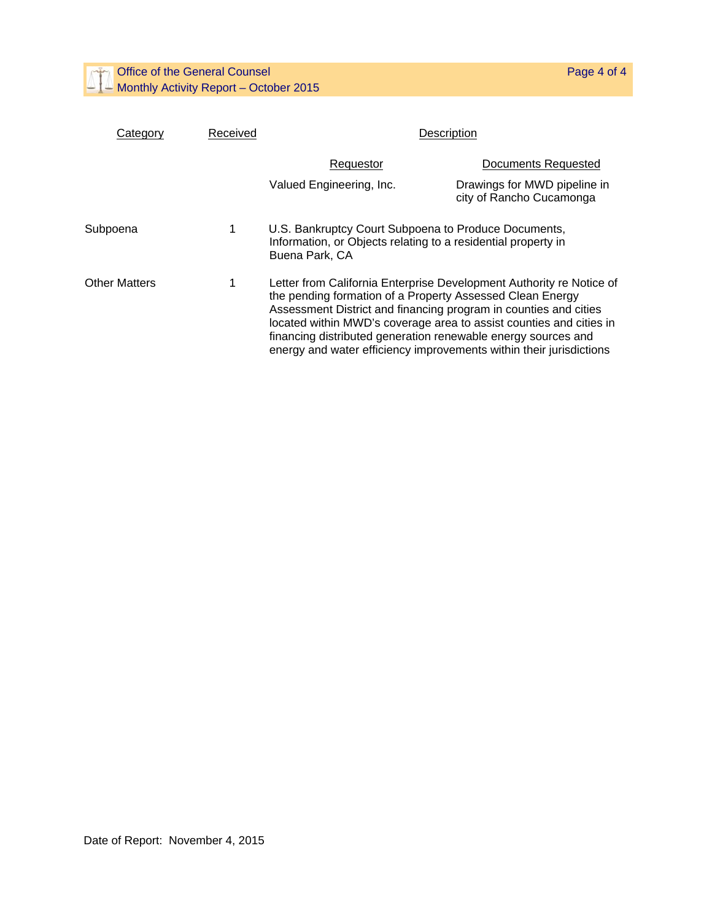| Category | Received | Description | |
|---|---|---|---|
| | | Requestor | Documents Requested |
| | | Valued Engineering, Inc. | Drawings for MWD pipeline in city of Rancho Cucamonga |
| Subpoena | 1 | U.S. Bankruptcy Court Subpoena to Produce Documents, Information, or Objects relating to a residential property in Buena Park, CA | |
| Other Matters | 1 | Letter from California Enterprise Development Authority re Notice of the pending formation of a Property Assessed Clean Energy Assessment District and financing program in counties and cities located within MWD's coverage area to assist counties and cities in financing distributed generation renewable energy sources and energy and water efficiency improvements within their jurisdictions | |

Date of Report: November 4, 2015